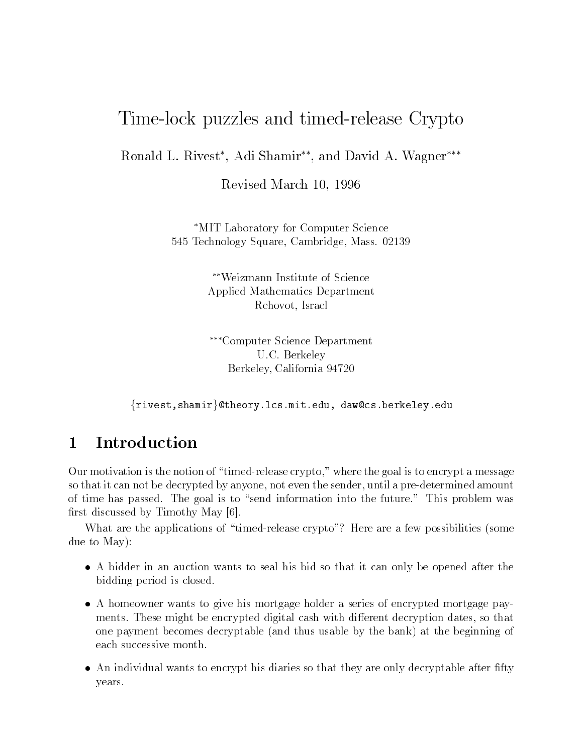# Time-lock puzzles and timed-release Crypto

Ronald L. Rivest*, Adi Shamir**, and David A. Wagner***

Revised March 10, 1996

*MIT Laboratory for Computer Science
545 Technology Square, Cambridge, Mass. 02139

**Weizmann Institute of Science
Applied Mathematics Department
Rehovot, Israel

***Computer Science Department
U.C. Berkeley
Berkeley, California 94720

{rivest,shamir}@theory.lcs.mit.edu, daw@cs.berkeley.edu

## 1 Introduction

Our motivation is the notion of "timed-release crypto," where the goal is to encrypt a message so that it can not be decrypted by anyone, not even the sender, until a pre-determined amount of time has passed. The goal is to "send information into the future." This problem was first discussed by Timothy May [6].

What are the applications of "timed-release crypto"? Here are a few possibilities (some due to May):

- A bidder in an auction wants to seal his bid so that it can only be opened after the bidding period is closed.
- A homeowner wants to give his mortgage holder a series of encrypted mortgage payments. These might be encrypted digital cash with different decryption dates, so that one payment becomes decryptable (and thus usable by the bank) at the beginning of each successive month.
- An individual wants to encrypt his diaries so that they are only decryptable after fifty years.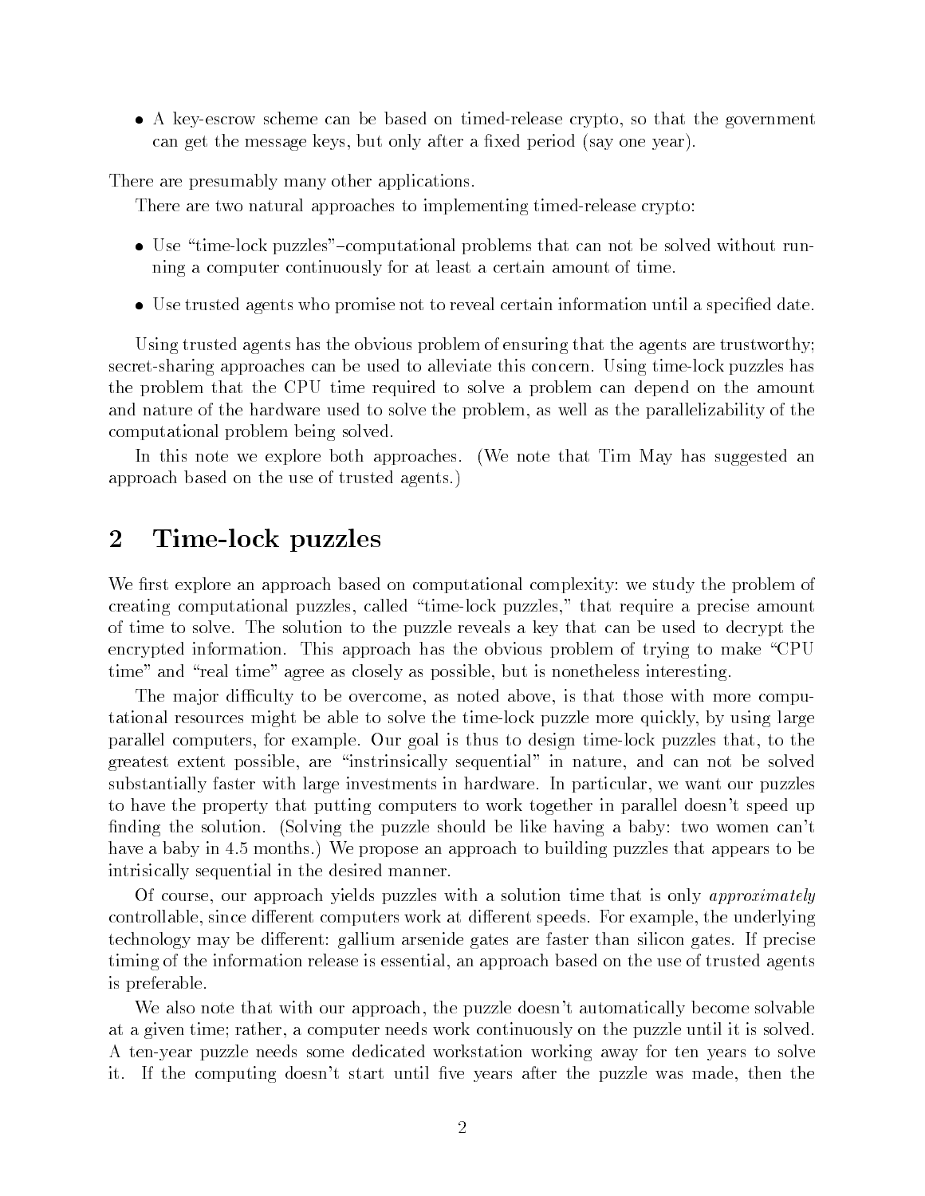- A key-escrow scheme can be based on timed-release crypto, so that the government can get the message keys, but only after a fixed period (say one year).

There are presumably many other applications.

There are two natural approaches to implementing timed-release crypto:

- Use "time-lock puzzles"–computational problems that can not be solved without running a computer continuously for at least a certain amount of time.
- Use trusted agents who promise not to reveal certain information until a specified date.

Using trusted agents has the obvious problem of ensuring that the agents are trustworthy; secret-sharing approaches can be used to alleviate this concern. Using time-lock puzzles has the problem that the CPU time required to solve a problem can depend on the amount and nature of the hardware used to solve the problem, as well as the parallelizability of the computational problem being solved.

In this note we explore both approaches. (We note that Tim May has suggested an approach based on the use of trusted agents.)

## 2 Time-lock puzzles

We first explore an approach based on computational complexity: we study the problem of creating computational puzzles, called "time-lock puzzles," that require a precise amount of time to solve. The solution to the puzzle reveals a key that can be used to decrypt the encrypted information. This approach has the obvious problem of trying to make "CPU time" and "real time" agree as closely as possible, but is nonetheless interesting.

The major difficulty to be overcome, as noted above, is that those with more computational resources might be able to solve the time-lock puzzle more quickly, by using large parallel computers, for example. Our goal is thus to design time-lock puzzles that, to the greatest extent possible, are "instrinsically sequential" in nature, and can not be solved substantially faster with large investments in hardware. In particular, we want our puzzles to have the property that putting computers to work together in parallel doesn't speed up finding the solution. (Solving the puzzle should be like having a baby: two women can't have a baby in 4.5 months.) We propose an approach to building puzzles that appears to be intrisically sequential in the desired manner.

Of course, our approach yields puzzles with a solution time that is only *approximately* controllable, since different computers work at different speeds. For example, the underlying technology may be different: gallium arsenide gates are faster than silicon gates. If precise timing of the information release is essential, an approach based on the use of trusted agents is preferable.

We also note that with our approach, the puzzle doesn't automatically become solvable at a given time; rather, a computer needs work continuously on the puzzle until it is solved. A ten-year puzzle needs some dedicated workstation working away for ten years to solve it. If the computing doesn't start until five years after the puzzle was made, then the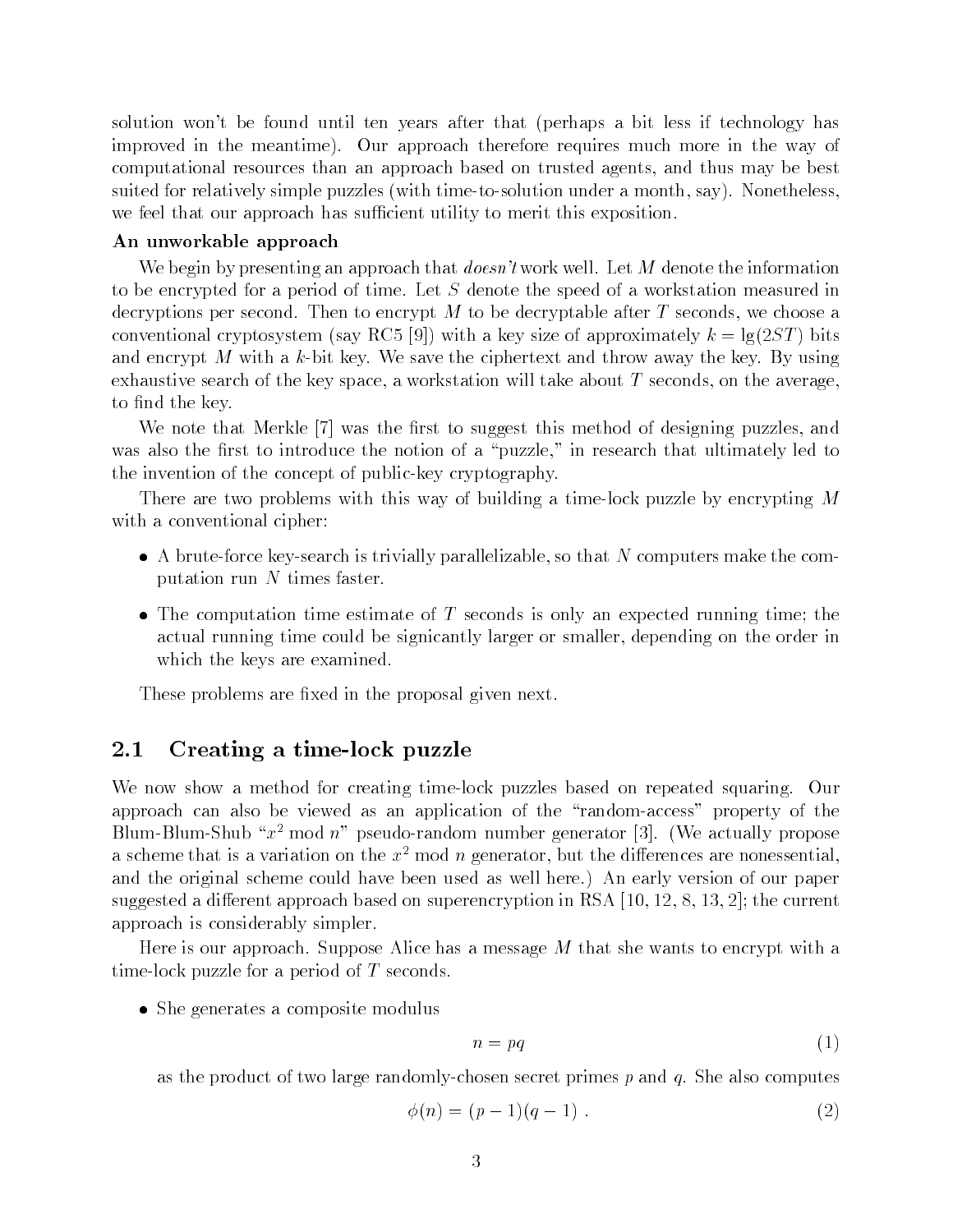solution won't be found until ten years after that (perhaps a bit less if technology has improved in the meantime). Our approach therefore requires much more in the way of computational resources than an approach based on trusted agents, and thus may be best suited for relatively simple puzzles (with time-to-solution under a month, say). Nonetheless, we feel that our approach has sufficient utility to merit this exposition.

**An unworkable approach**

We begin by presenting an approach that *doesn't* work well. Let $M$ denote the information to be encrypted for a period of time. Let $S$ denote the speed of a workstation measured in decryptions per second. Then to encrypt $M$ to be decryptable after $T$ seconds, we choose a conventional cryptosystem (say RC5 [9]) with a key size of approximately $k = \lg(2ST)$ bits and encrypt $M$ with a $k$-bit key. We save the ciphertext and throw away the key. By using exhaustive search of the key space, a workstation will take about $T$ seconds, on the average, to find the key.

We note that Merkle [7] was the first to suggest this method of designing puzzles, and was also the first to introduce the notion of a "puzzle," in research that ultimately led to the invention of the concept of public-key cryptography.

There are two problems with this way of building a time-lock puzzle by encrypting $M$ with a conventional cipher:

- A brute-force key-search is trivially parallelizable, so that $N$ computers make the computation run $N$ times faster.
- The computation time estimate of $T$ seconds is only an expected running time; the actual running time could be signicantly larger or smaller, depending on the order in which the keys are examined.

These problems are fixed in the proposal given next.

## 2.1 Creating a time-lock puzzle

We now show a method for creating time-lock puzzles based on repeated squaring. Our approach can also be viewed as an application of the "random-access" property of the Blum-Blum-Shub "$x^2 \bmod n$" pseudo-random number generator [3]. (We actually propose a scheme that is a variation on the $x^2 \bmod n$ generator, but the differences are nonessential, and the original scheme could have been used as well here.) An early version of our paper suggested a different approach based on superencryption in RSA [10, 12, 8, 13, 2]; the current approach is considerably simpler.

Here is our approach. Suppose Alice has a message $M$ that she wants to encrypt with a time-lock puzzle for a period of $T$ seconds.

- She generates a composite modulus

$$n = pq \tag{1}$$

as the product of two large randomly-chosen secret primes $p$ and $q$. She also computes

$$\phi(n) = (p-1)(q-1) \; . \tag{2}$$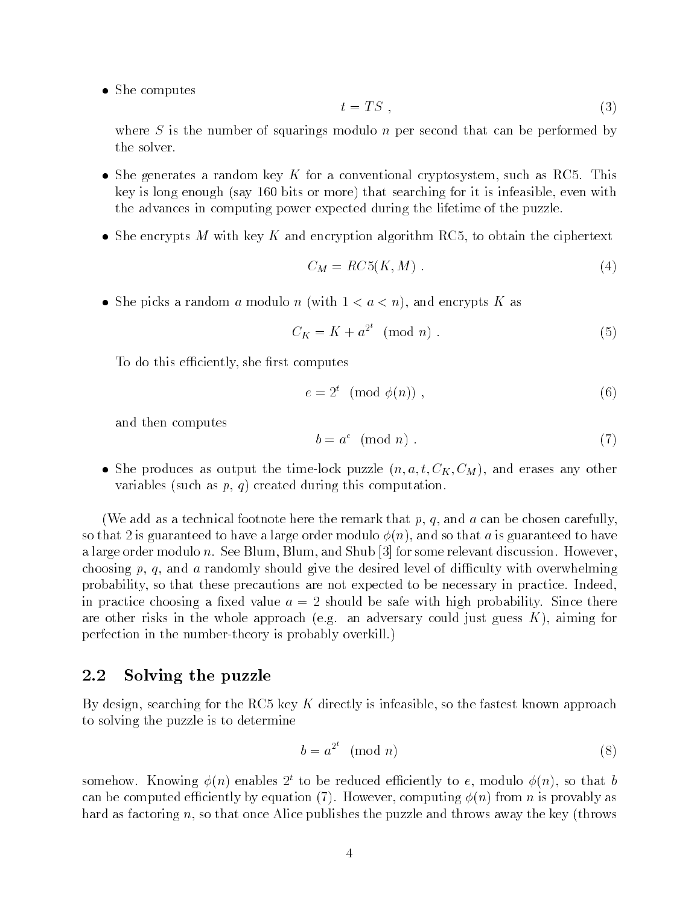- She computes

$$t = TS \ , \tag{3}$$

where $S$ is the number of squarings modulo $n$ per second that can be performed by the solver.

- She generates a random key $K$ for a conventional cryptosystem, such as RC5. This key is long enough (say 160 bits or more) that searching for it is infeasible, even with the advances in computing power expected during the lifetime of the puzzle.

- She encrypts $M$ with key $K$ and encryption algorithm RC5, to obtain the ciphertext

$$C_M = RC5(K, M) \ . \tag{4}$$

- She picks a random $a$ modulo $n$ (with $1 < a < n$), and encrypts $K$ as

$$C_K = K + a^{2^t} \pmod{n} \ . \tag{5}$$

To do this efficiently, she first computes

$$e = 2^t \pmod{\phi(n)} \ , \tag{6}$$

and then computes

$$b = a^e \pmod{n} \ . \tag{7}$$

- She produces as output the time-lock puzzle $(n, a, t, C_K, C_M)$, and erases any other variables (such as $p$, $q$) created during this computation.

(We add as a technical footnote here the remark that $p$, $q$, and $a$ can be chosen carefully, so that 2 is guaranteed to have a large order modulo $\phi(n)$, and so that $a$ is guaranteed to have a large order modulo $n$. See Blum, Blum, and Shub [3] for some relevant discussion. However, choosing $p$, $q$, and $a$ randomly should give the desired level of difficulty with overwhelming probability, so that these precautions are not expected to be necessary in practice. Indeed, in practice choosing a fixed value $a = 2$ should be safe with high probability. Since there are other risks in the whole approach (e.g. an adversary could just guess $K$), aiming for perfection in the number-theory is probably overkill.)

## 2.2 Solving the puzzle

By design, searching for the RC5 key $K$ directly is infeasible, so the fastest known approach to solving the puzzle is to determine

$$b = a^{2^t} \pmod{n} \tag{8}$$

somehow. Knowing $\phi(n)$ enables $2^t$ to be reduced efficiently to $e$, modulo $\phi(n)$, so that $b$ can be computed efficiently by equation (7). However, computing $\phi(n)$ from $n$ is provably as hard as factoring $n$, so that once Alice publishes the puzzle and throws away the key (throws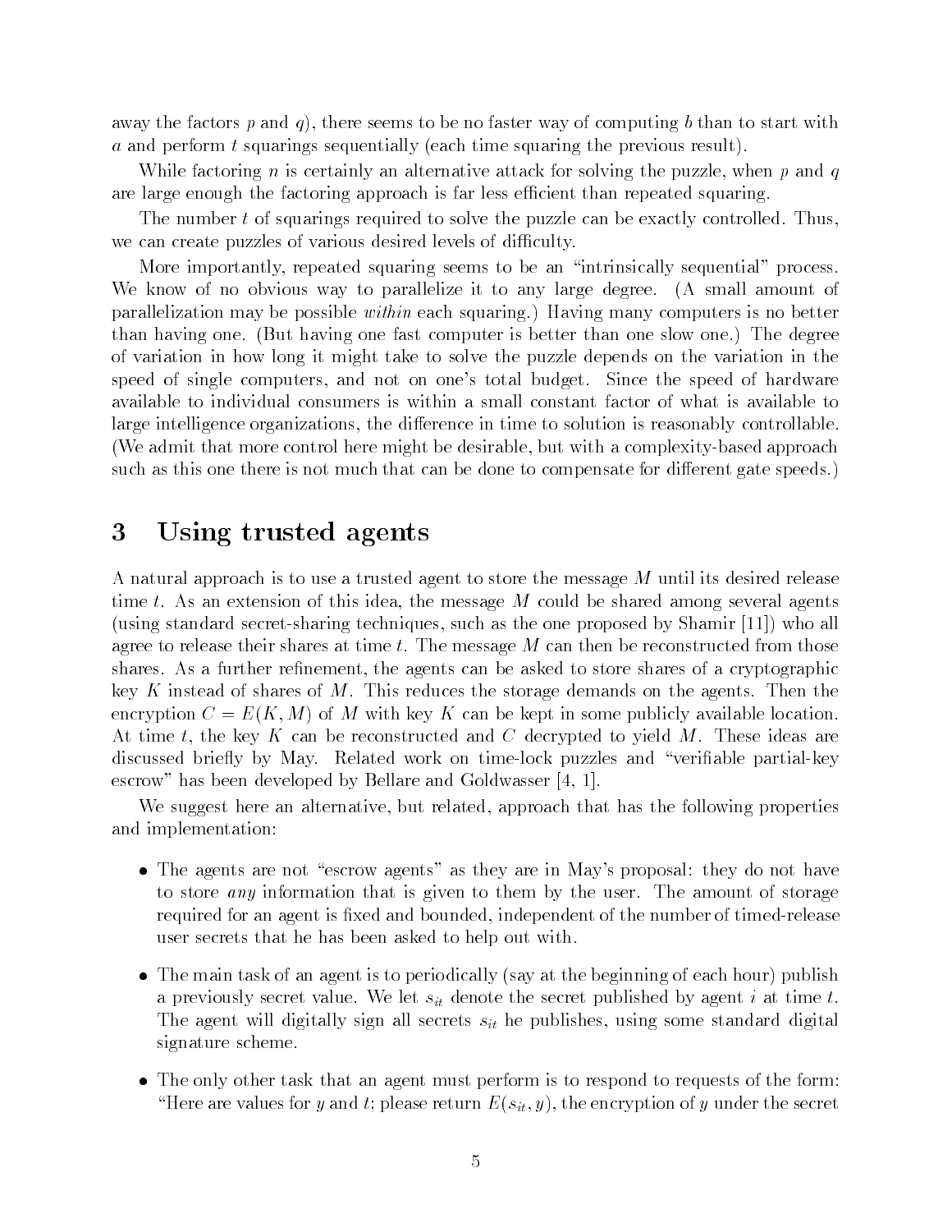away the factors $p$ and $q$), there seems to be no faster way of computing $b$ than to start with $a$ and perform $t$ squarings sequentially (each time squaring the previous result).

While factoring $n$ is certainly an alternative attack for solving the puzzle, when $p$ and $q$ are large enough the factoring approach is far less efficient than repeated squaring.

The number $t$ of squarings required to solve the puzzle can be exactly controlled. Thus, we can create puzzles of various desired levels of difficulty.

More importantly, repeated squaring seems to be an "intrinsically sequential" process. We know of no obvious way to parallelize it to any large degree. (A small amount of parallelization may be possible *within* each squaring.) Having many computers is no better than having one. (But having one fast computer is better than one slow one.) The degree of variation in how long it might take to solve the puzzle depends on the variation in the speed of single computers, and not on one's total budget. Since the speed of hardware available to individual consumers is within a small constant factor of what is available to large intelligence organizations, the difference in time to solution is reasonably controllable. (We admit that more control here might be desirable, but with a complexity-based approach such as this one there is not much that can be done to compensate for different gate speeds.)

# 3 Using trusted agents

A natural approach is to use a trusted agent to store the message $M$ until its desired release time $t$. As an extension of this idea, the message $M$ could be shared among several agents (using standard secret-sharing techniques, such as the one proposed by Shamir [11]) who all agree to release their shares at time $t$. The message $M$ can then be reconstructed from those shares. As a further refinement, the agents can be asked to store shares of a cryptographic key $K$ instead of shares of $M$. This reduces the storage demands on the agents. Then the encryption $C = E(K, M)$ of $M$ with key $K$ can be kept in some publicly available location. At time $t$, the key $K$ can be reconstructed and $C$ decrypted to yield $M$. These ideas are discussed briefly by May. Related work on time-lock puzzles and "verifiable partial-key escrow" has been developed by Bellare and Goldwasser [4, 1].

We suggest here an alternative, but related, approach that has the following properties and implementation:

- The agents are not "escrow agents" as they are in May's proposal: they do not have to store *any* information that is given to them by the user. The amount of storage required for an agent is fixed and bounded, independent of the number of timed-release user secrets that he has been asked to help out with.
- The main task of an agent is to periodically (say at the beginning of each hour) publish a previously secret value. We let $s_{it}$ denote the secret published by agent $i$ at time $t$. The agent will digitally sign all secrets $s_{it}$ he publishes, using some standard digital signature scheme.
- The only other task that an agent must perform is to respond to requests of the form: "Here are values for $y$ and $t$; please return $E(s_{it}, y)$, the encryption of $y$ under the secret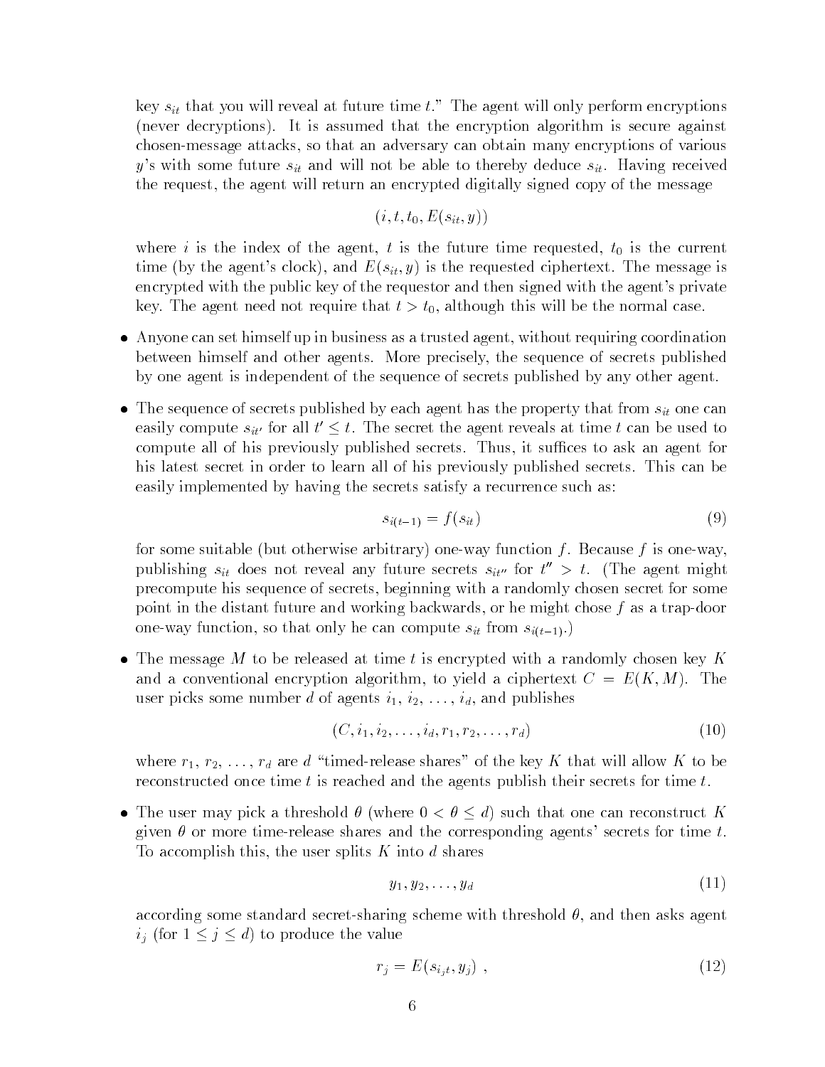key $s_{it}$ that you will reveal at future time $t$." The agent will only perform encryptions (never decryptions). It is assumed that the encryption algorithm is secure against chosen-message attacks, so that an adversary can obtain many encryptions of various $y$'s with some future $s_{it}$ and will not be able to thereby deduce $s_{it}$. Having received the request, the agent will return an encrypted digitally signed copy of the message

$$(i, t, t_0, E(s_{it}, y))$$

where $i$ is the index of the agent, $t$ is the future time requested, $t_0$ is the current time (by the agent's clock), and $E(s_{it}, y)$ is the requested ciphertext. The message is encrypted with the public key of the requestor and then signed with the agent's private key. The agent need not require that $t > t_0$, although this will be the normal case.

- Anyone can set himself up in business as a trusted agent, without requiring coordination between himself and other agents. More precisely, the sequence of secrets published by one agent is independent of the sequence of secrets published by any other agent.

- The sequence of secrets published by each agent has the property that from $s_{it}$ one can easily compute $s_{it'}$ for all $t' \leq t$. The secret the agent reveals at time $t$ can be used to compute all of his previously published secrets. Thus, it suffices to ask an agent for his latest secret in order to learn all of his previously published secrets. This can be easily implemented by having the secrets satisfy a recurrence such as:

$$s_{i(t-1)} = f(s_{it}) \tag{9}$$

  for some suitable (but otherwise arbitrary) one-way function $f$. Because $f$ is one-way, publishing $s_{it}$ does not reveal any future secrets $s_{it''}$ for $t'' > t$. (The agent might precompute his sequence of secrets, beginning with a randomly chosen secret for some point in the distant future and working backwards, or he might chose $f$ as a trap-door one-way function, so that only he can compute $s_{it}$ from $s_{i(t-1)}$.)

- The message $M$ to be released at time $t$ is encrypted with a randomly chosen key $K$ and a conventional encryption algorithm, to yield a ciphertext $C = E(K, M)$. The user picks some number $d$ of agents $i_1, i_2, \ldots, i_d$, and publishes

$$(C, i_1, i_2, \ldots, i_d, r_1, r_2, \ldots, r_d) \tag{10}$$

  where $r_1, r_2, \ldots, r_d$ are $d$ "timed-release shares" of the key $K$ that will allow $K$ to be reconstructed once time $t$ is reached and the agents publish their secrets for time $t$.

- The user may pick a threshold $\theta$ (where $0 < \theta \leq d$) such that one can reconstruct $K$ given $\theta$ or more time-release shares and the corresponding agents' secrets for time $t$. To accomplish this, the user splits $K$ into $d$ shares

$$y_1, y_2, \ldots, y_d \tag{11}$$

  according some standard secret-sharing scheme with threshold $\theta$, and then asks agent $i_j$ (for $1 \leq j \leq d$) to produce the value

$$r_j = E(s_{i_j t}, y_j) \ , \tag{12}$$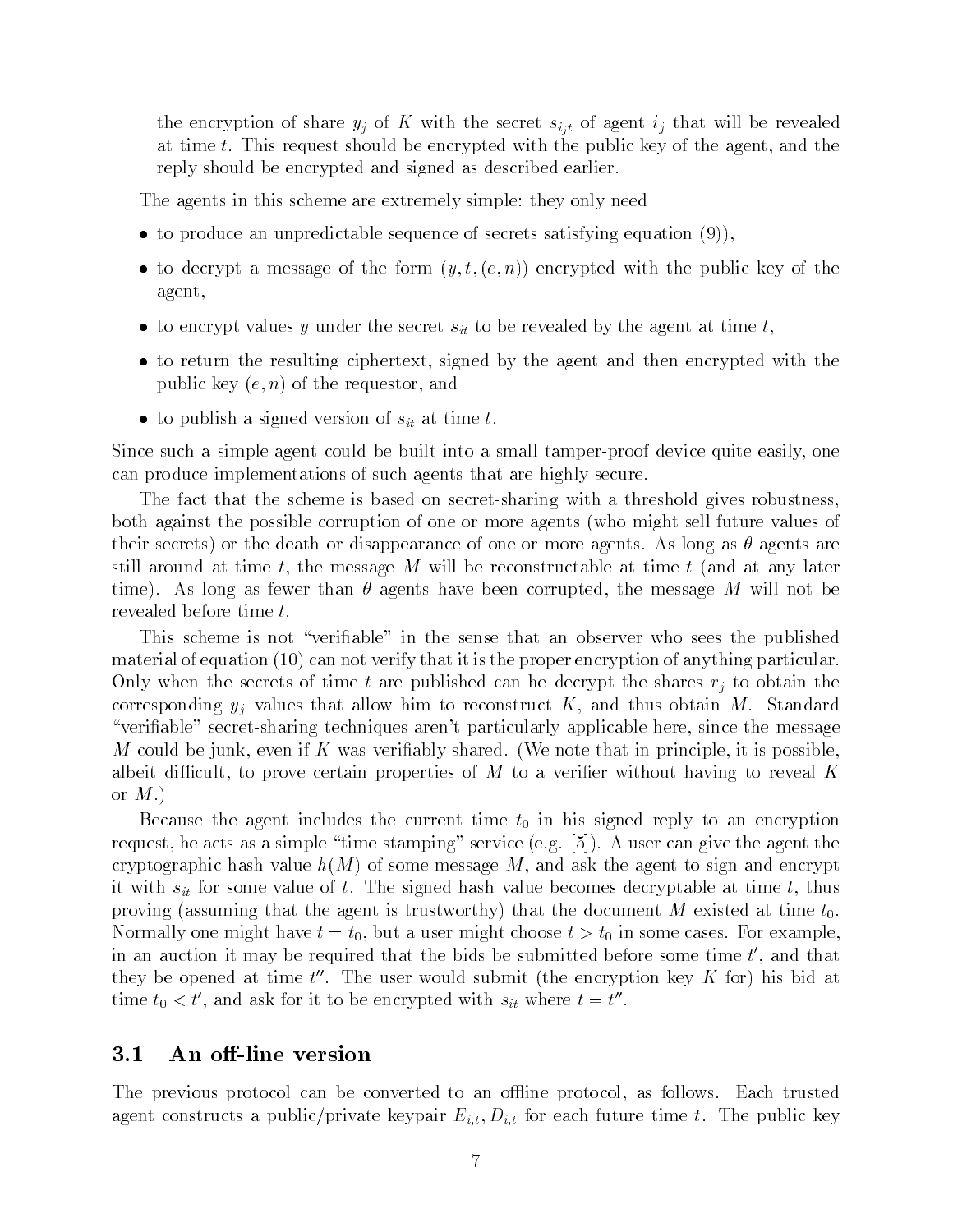the encryption of share $y_j$ of $K$ with the secret $s_{i_j t}$ of agent $i_j$ that will be revealed at time $t$. This request should be encrypted with the public key of the agent, and the reply should be encrypted and signed as described earlier.

The agents in this scheme are extremely simple: they only need

- to produce an unpredictable sequence of secrets satisfying equation (9)),
- to decrypt a message of the form $(y, t, (e, n))$ encrypted with the public key of the agent,
- to encrypt values $y$ under the secret $s_{it}$ to be revealed by the agent at time $t$,
- to return the resulting ciphertext, signed by the agent and then encrypted with the public key $(e, n)$ of the requestor, and
- to publish a signed version of $s_{it}$ at time $t$.

Since such a simple agent could be built into a small tamper-proof device quite easily, one can produce implementations of such agents that are highly secure.

The fact that the scheme is based on secret-sharing with a threshold gives robustness, both against the possible corruption of one or more agents (who might sell future values of their secrets) or the death or disappearance of one or more agents. As long as $\theta$ agents are still around at time $t$, the message $M$ will be reconstructable at time $t$ (and at any later time). As long as fewer than $\theta$ agents have been corrupted, the message $M$ will not be revealed before time $t$.

This scheme is not "verifiable" in the sense that an observer who sees the published material of equation (10) can not verify that it is the proper encryption of anything particular. Only when the secrets of time $t$ are published can he decrypt the shares $r_j$ to obtain the corresponding $y_j$ values that allow him to reconstruct $K$, and thus obtain $M$. Standard "verifiable" secret-sharing techniques aren't particularly applicable here, since the message $M$ could be junk, even if $K$ was verifiably shared. (We note that in principle, it is possible, albeit difficult, to prove certain properties of $M$ to a verifier without having to reveal $K$ or $M$.)

Because the agent includes the current time $t_0$ in his signed reply to an encryption request, he acts as a simple "time-stamping" service (e.g. [5]). A user can give the agent the cryptographic hash value $h(M)$ of some message $M$, and ask the agent to sign and encrypt it with $s_{it}$ for some value of $t$. The signed hash value becomes decryptable at time $t$, thus proving (assuming that the agent is trustworthy) that the document $M$ existed at time $t_0$. Normally one might have $t = t_0$, but a user might choose $t > t_0$ in some cases. For example, in an auction it may be required that the bids be submitted before some time $t'$, and that they be opened at time $t''$. The user would submit (the encryption key $K$ for) his bid at time $t_0 < t'$, and ask for it to be encrypted with $s_{it}$ where $t = t''$.

## 3.1 An off-line version

The previous protocol can be converted to an offline protocol, as follows. Each trusted agent constructs a public/private keypair $E_{i,t}, D_{i,t}$ for each future time $t$. The public key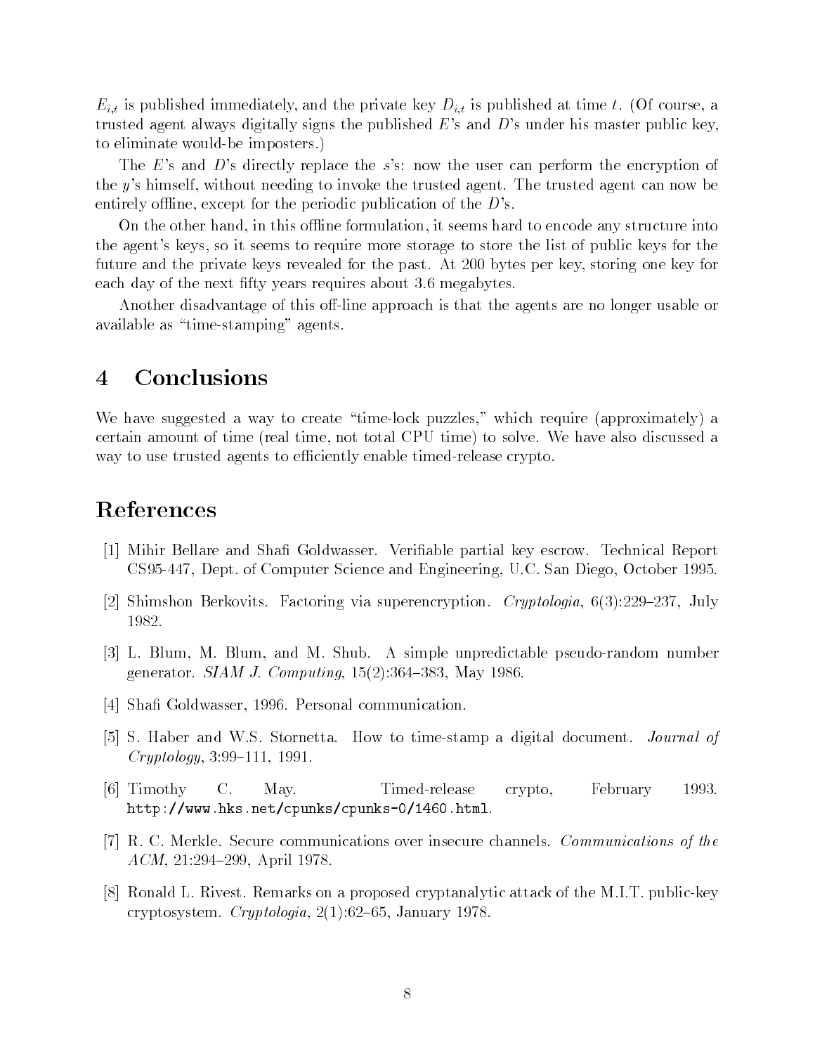$E_{i,t}$ is published immediately, and the private key $D_{i,t}$ is published at time $t$. (Of course, a trusted agent always digitally signs the published $E$'s and $D$'s under his master public key, to eliminate would-be imposters.)

The $E$'s and $D$'s directly replace the $s$'s: now the user can perform the encryption of the $y$'s himself, without needing to invoke the trusted agent. The trusted agent can now be entirely offline, except for the periodic publication of the $D$'s.

On the other hand, in this offline formulation, it seems hard to encode any structure into the agent's keys, so it seems to require more storage to store the list of public keys for the future and the private keys revealed for the past. At 200 bytes per key, storing one key for each day of the next fifty years requires about 3.6 megabytes.

Another disadvantage of this off-line approach is that the agents are no longer usable or available as "time-stamping" agents.

# 4 Conclusions

We have suggested a way to create "time-lock puzzles," which require (approximately) a certain amount of time (real time, not total CPU time) to solve. We have also discussed a way to use trusted agents to efficiently enable timed-release crypto.

# References

[1] Mihir Bellare and Shafi Goldwasser. Verifiable partial key escrow. Technical Report CS95-447, Dept. of Computer Science and Engineering, U.C. San Diego, October 1995.

[2] Shimshon Berkovits. Factoring via superencryption. *Cryptologia*, 6(3):229–237, July 1982.

[3] L. Blum, M. Blum, and M. Shub. A simple unpredictable pseudo-random number generator. *SIAM J. Computing*, 15(2):364–383, May 1986.

[4] Shafi Goldwasser, 1996. Personal communication.

[5] S. Haber and W.S. Stornetta. How to time-stamp a digital document. *Journal of Cryptology*, 3:99–111, 1991.

[6] Timothy C. May. Timed-release crypto, February 1993. `http://www.hks.net/cpunks/cpunks-0/1460.html`.

[7] R. C. Merkle. Secure communications over insecure channels. *Communications of the ACM*, 21:294–299, April 1978.

[8] Ronald L. Rivest. Remarks on a proposed cryptanalytic attack of the M.I.T. public-key cryptosystem. *Cryptologia*, 2(1):62–65, January 1978.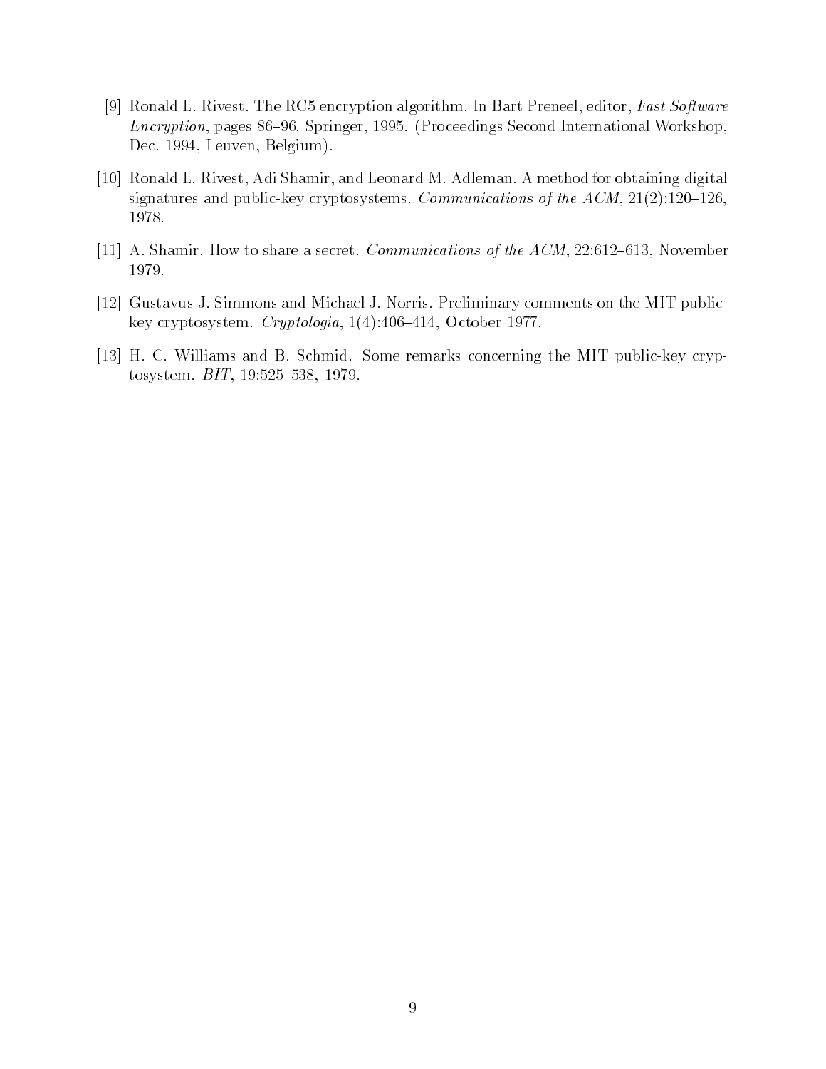[9] Ronald L. Rivest. The RC5 encryption algorithm. In Bart Preneel, editor, *Fast Software Encryption*, pages 86–96. Springer, 1995. (Proceedings Second International Workshop, Dec. 1994, Leuven, Belgium).

[10] Ronald L. Rivest, Adi Shamir, and Leonard M. Adleman. A method for obtaining digital signatures and public-key cryptosystems. *Communications of the ACM*, 21(2):120–126, 1978.

[11] A. Shamir. How to share a secret. *Communications of the ACM*, 22:612–613, November 1979.

[12] Gustavus J. Simmons and Michael J. Norris. Preliminary comments on the MIT public-key cryptosystem. *Cryptologia*, 1(4):406–414, October 1977.

[13] H. C. Williams and B. Schmid. Some remarks concerning the MIT public-key cryptosystem. *BIT*, 19:525–538, 1979.